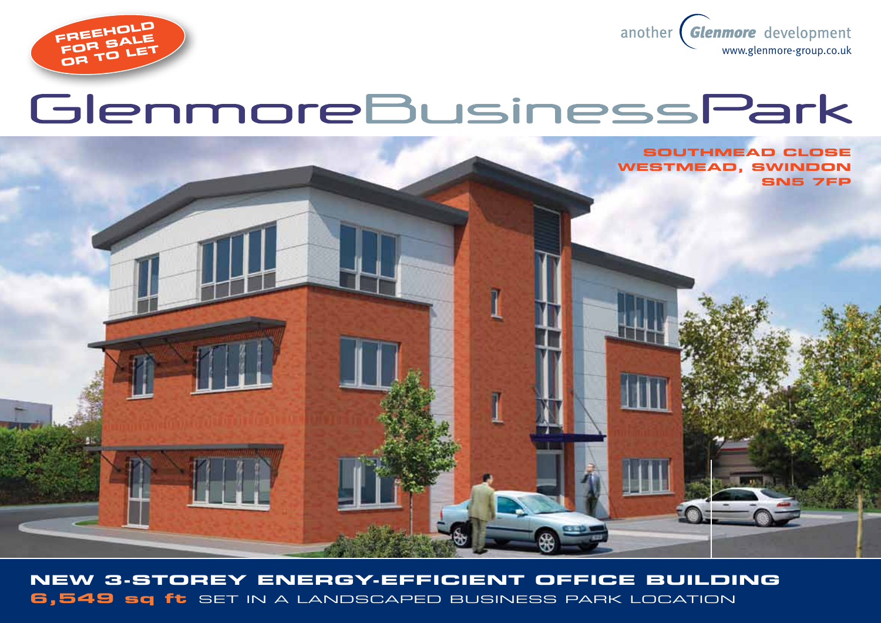**FREEHOLD FOR SALE OR TO LET**

another Glenmore development
www.glenmore-group.co.uk

# Glenmore Business Park

**SOUTHMEAD CLOSE**
**WESTMEAD, SWINDON**
**SN5 7FP**

## NEW 3-STOREY ENERGY-EFFICIENT OFFICE BUILDING

**6,549 sq ft** SET IN A LANDSCAPED BUSINESS PARK LOCATION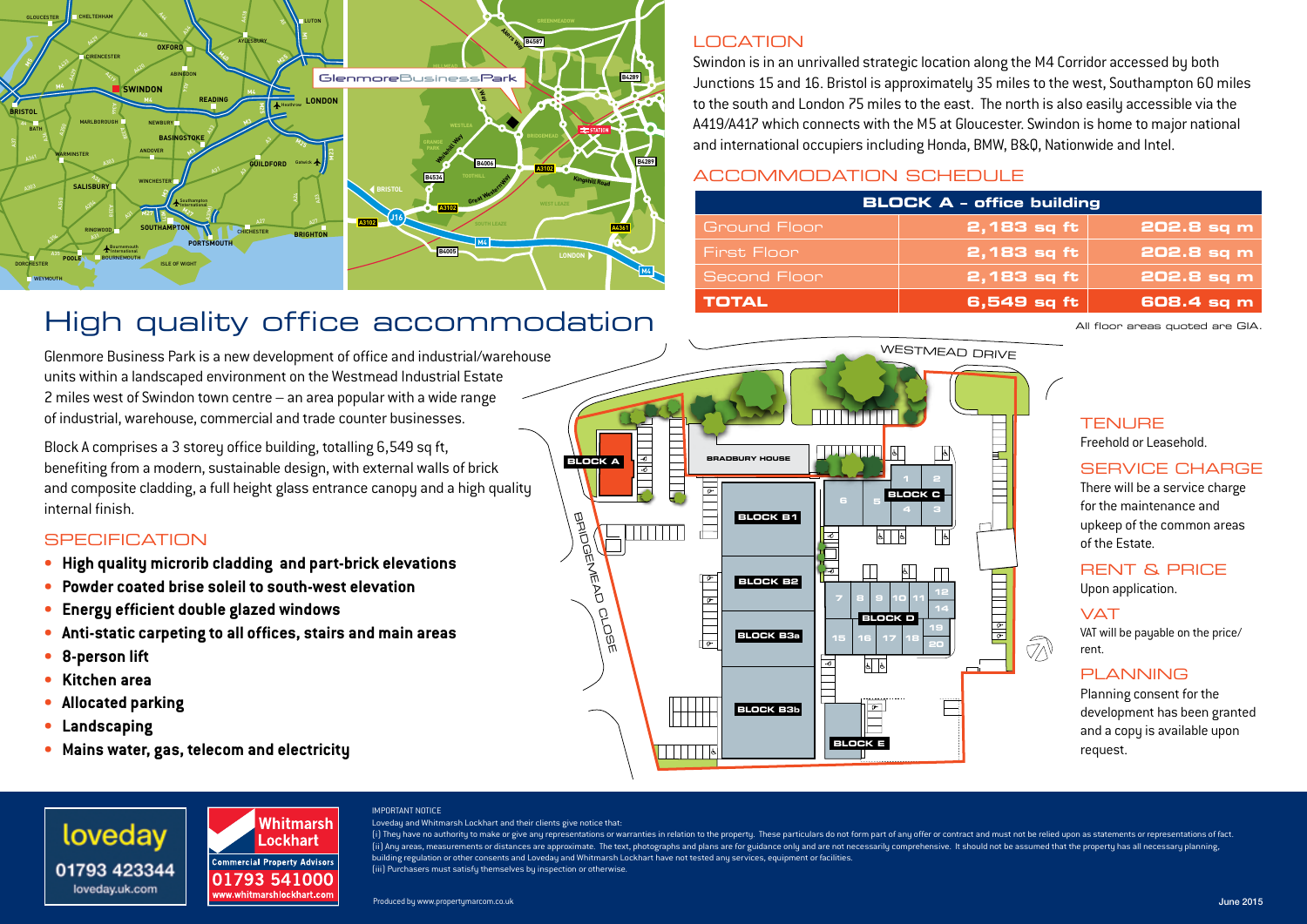# High quality office accommodation

Glenmore Business Park is a new development of office and industrial/warehouse units within a landscaped environment on the Westmead Industrial Estate 2 miles west of Swindon town centre – an area popular with a wide range of industrial, warehouse, commercial and trade counter businesses.

Block A comprises a 3 storey office building, totalling 6,549 sq ft, benefiting from a modern, sustainable design, with external walls of brick and composite cladding, a full height glass entrance canopy and a high quality internal finish.

## SPECIFICATION

- **High quality microrib cladding and part-brick elevations**
- **Powder coated brise soleil to south-west elevation**
- **Energy efficient double glazed windows**
- **Anti-static carpeting to all offices, stairs and main areas**
- **8-person lift**
- **Kitchen area**
- **Allocated parking**
- **Landscaping**
- **Mains water, gas, telecom and electricity**

## LOCATION

Swindon is in an unrivalled strategic location along the M4 Corridor accessed by both Junctions 15 and 16. Bristol is approximately 35 miles to the west, Southampton 60 miles to the south and London 75 miles to the east. The north is also easily accessible via the A419/A417 which connects with the M5 at Gloucester. Swindon is home to major national and international occupiers including Honda, BMW, B&Q, Nationwide and Intel.

## ACCOMMODATION SCHEDULE

| BLOCK A – office building | | |
|---|---|---|
| Ground Floor | 2,183 sq ft | 202.8 sq m |
| First Floor | 2,183 sq ft | 202.8 sq m |
| Second Floor | 2,183 sq ft | 202.8 sq m |
| **TOTAL** | **6,549 sq ft** | **608.4 sq m** |

All floor areas quoted are GIA.

## TENURE

Freehold or Leasehold.

## SERVICE CHARGE

There will be a service charge for the maintenance and upkeep of the common areas of the Estate.

## RENT & PRICE

Upon application.

## VAT

VAT will be payable on the price/rent.

## PLANNING

Planning consent for the development has been granted and a copy is available upon request.

loveday
01793 423344
loveday.uk.com

Whitmarsh Lockhart
Commercial Property Advisors
01793 541000
www.whitmarshlockhart.com

IMPORTANT NOTICE
Loveday and Whitmarsh Lockhart and their clients give notice that:
(i) They have no authority to make or give any representations or warranties in relation to the property. These particulars do not form part of any offer or contract and must not be relied upon as statements or representations of fact.
(ii) Any areas, measurements or distances are approximate. The text, photographs and plans are for guidance only and are not necessarily comprehensive. It should not be assumed that the property has all necessary planning, building regulation or other consents and Loveday and Whitmarsh Lockhart have not tested any services, equipment or facilities.
(iii) Purchasers must satisfy themselves by inspection or otherwise.

Produced by www.propertymarcom.co.uk

June 2015